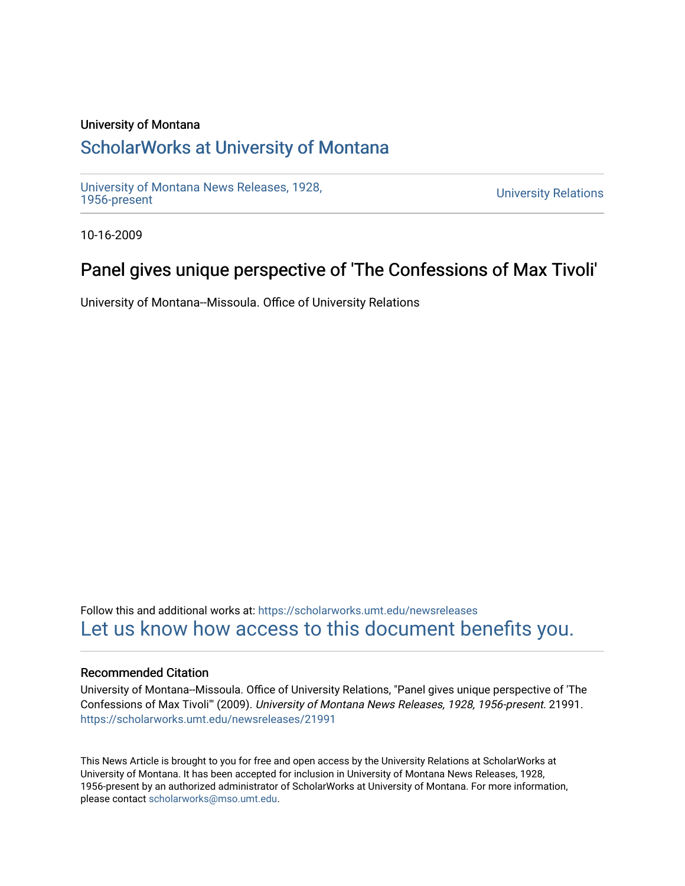University of Montana

## ScholarWorks at University of Montana

University of Montana News Releases, 1928, 1956-present

University Relations

10-16-2009

# Panel gives unique perspective of 'The Confessions of Max Tivoli'

University of Montana--Missoula. Office of University Relations

Follow this and additional works at: https://scholarworks.umt.edu/newsreleases

Let us know how access to this document benefits you.

### Recommended Citation

University of Montana--Missoula. Office of University Relations, "Panel gives unique perspective of 'The Confessions of Max Tivoli'" (2009). *University of Montana News Releases, 1928, 1956-present*. 21991. https://scholarworks.umt.edu/newsreleases/21991

This News Article is brought to you for free and open access by the University Relations at ScholarWorks at University of Montana. It has been accepted for inclusion in University of Montana News Releases, 1928, 1956-present by an authorized administrator of ScholarWorks at University of Montana. For more information, please contact scholarworks@mso.umt.edu.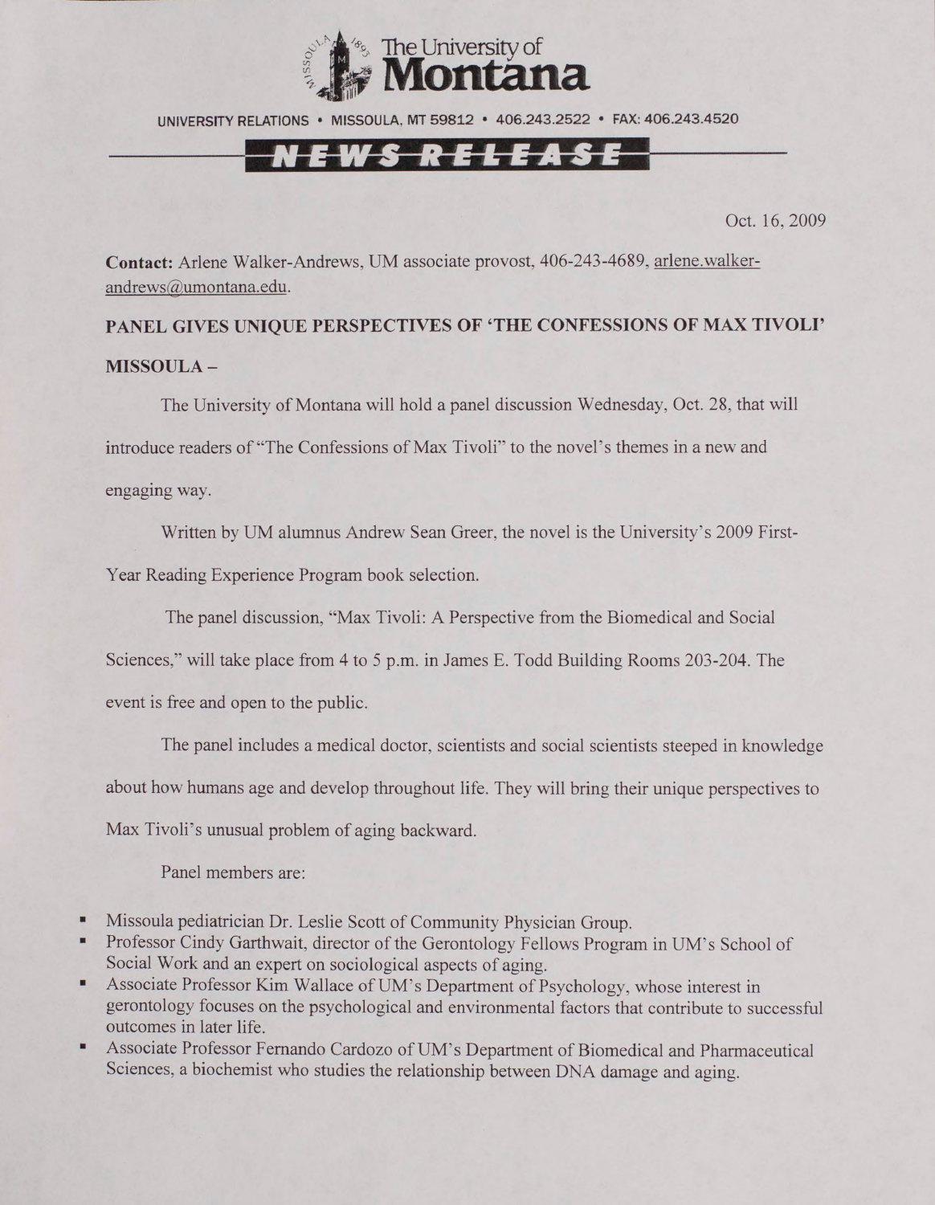# The University of Montana

UNIVERSITY RELATIONS • MISSOULA, MT 59812 • 406.243.2522 • FAX: 406.243.4520

## NEWS RELEASE

Oct. 16, 2009

**Contact:** Arlene Walker-Andrews, UM associate provost, 406-243-4689, arlene.walker-andrews@umontana.edu.

**PANEL GIVES UNIQUE PERSPECTIVES OF 'THE CONFESSIONS OF MAX TIVOLI'**

**MISSOULA –**

The University of Montana will hold a panel discussion Wednesday, Oct. 28, that will introduce readers of "The Confessions of Max Tivoli" to the novel's themes in a new and engaging way.

Written by UM alumnus Andrew Sean Greer, the novel is the University's 2009 First-Year Reading Experience Program book selection.

The panel discussion, "Max Tivoli: A Perspective from the Biomedical and Social Sciences," will take place from 4 to 5 p.m. in James E. Todd Building Rooms 203-204. The event is free and open to the public.

The panel includes a medical doctor, scientists and social scientists steeped in knowledge about how humans age and develop throughout life. They will bring their unique perspectives to Max Tivoli's unusual problem of aging backward.

Panel members are:

- Missoula pediatrician Dr. Leslie Scott of Community Physician Group.
- Professor Cindy Garthwait, director of the Gerontology Fellows Program in UM's School of Social Work and an expert on sociological aspects of aging.
- Associate Professor Kim Wallace of UM's Department of Psychology, whose interest in gerontology focuses on the psychological and environmental factors that contribute to successful outcomes in later life.
- Associate Professor Fernando Cardozo of UM's Department of Biomedical and Pharmaceutical Sciences, a biochemist who studies the relationship between DNA damage and aging.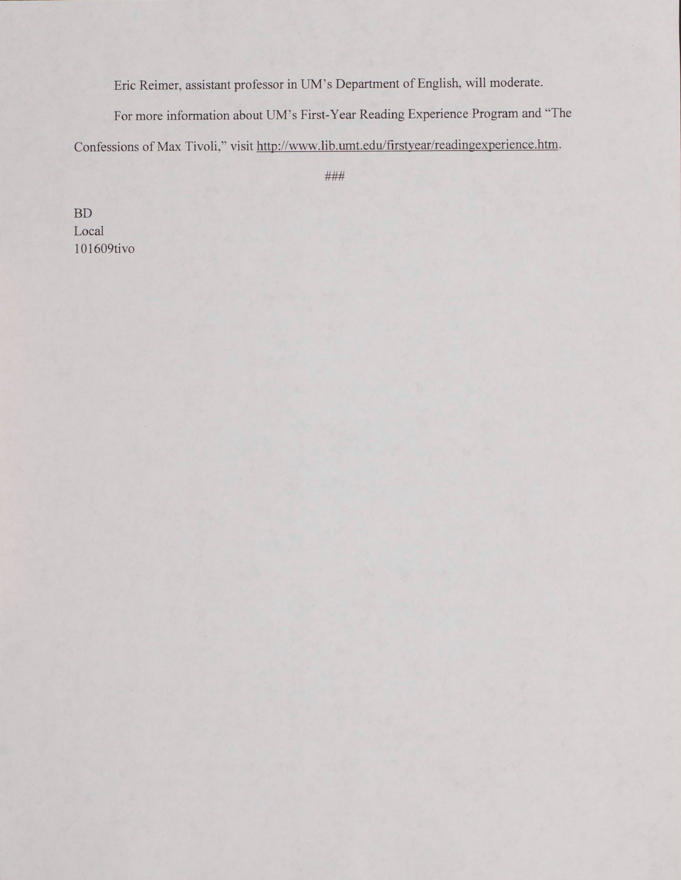Eric Reimer, assistant professor in UM's Department of English, will moderate.

For more information about UM's First-Year Reading Experience Program and "The Confessions of Max Tivoli," visit http://www.lib.umt.edu/firstyear/readingexperience.htm.

###

BD
Local
101609tivo